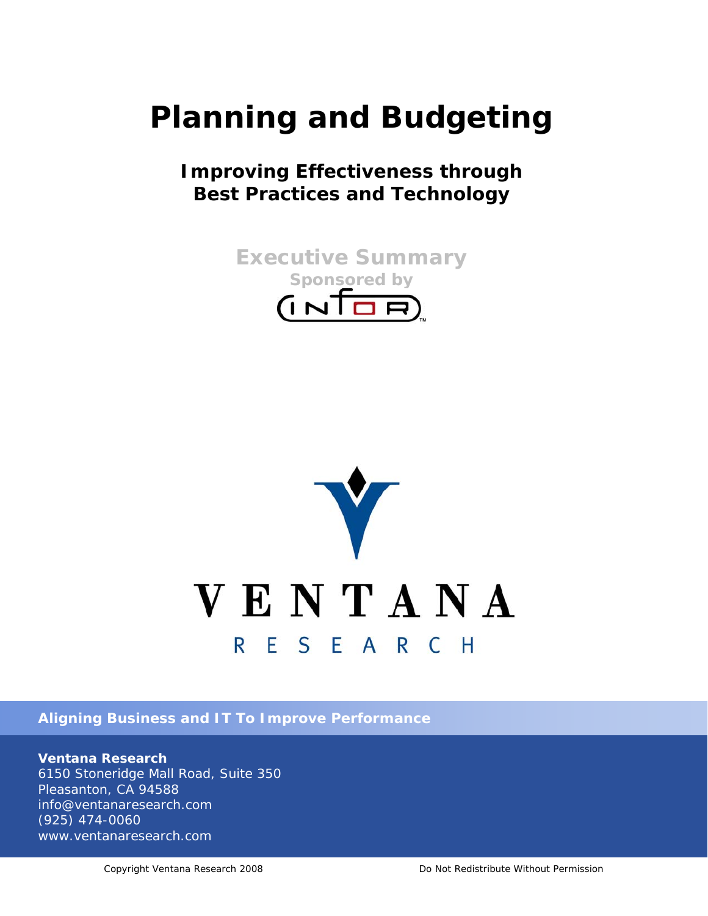# Planning and Budgeting

## Improving Effectiveness through Best Practices and Technology

### Executive Summary

Sponsored by

INFOR

VENTANA RESEARCH

**Aligning Business and IT To Improve Performance**

**Ventana Research**
6150 Stoneridge Mall Road, Suite 350
Pleasanton, CA 94588
info@ventanaresearch.com
(925) 474-0060
www.ventanaresearch.com

Copyright Ventana Research 2008 Do Not Redistribute Without Permission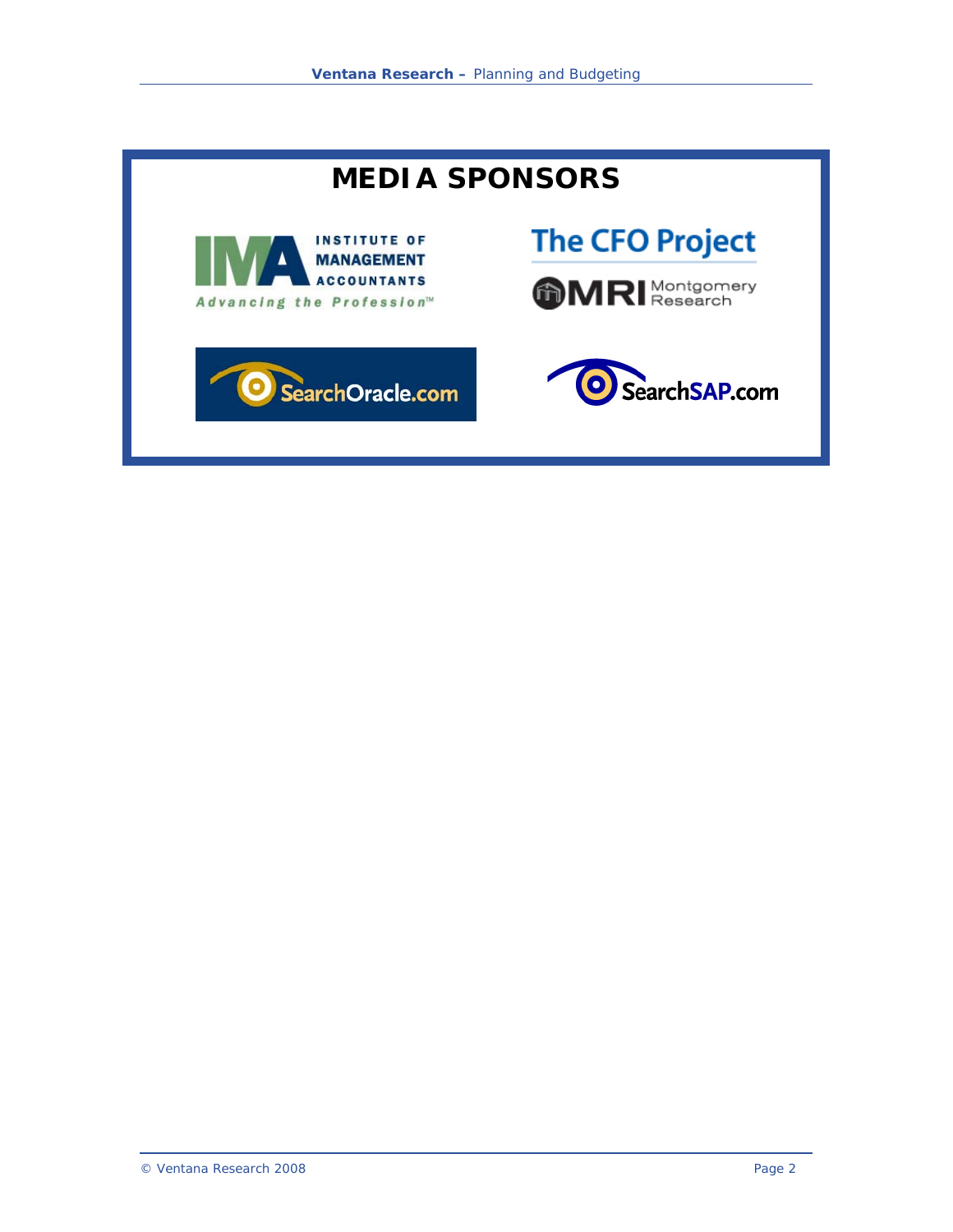# MEDIA SPONSORS

INSTITUTE OF MANAGEMENT ACCOUNTANTS
*Advancing the Profession™*

The CFO Project

MRI Montgomery Research

SearchOracle.com

SearchSAP.com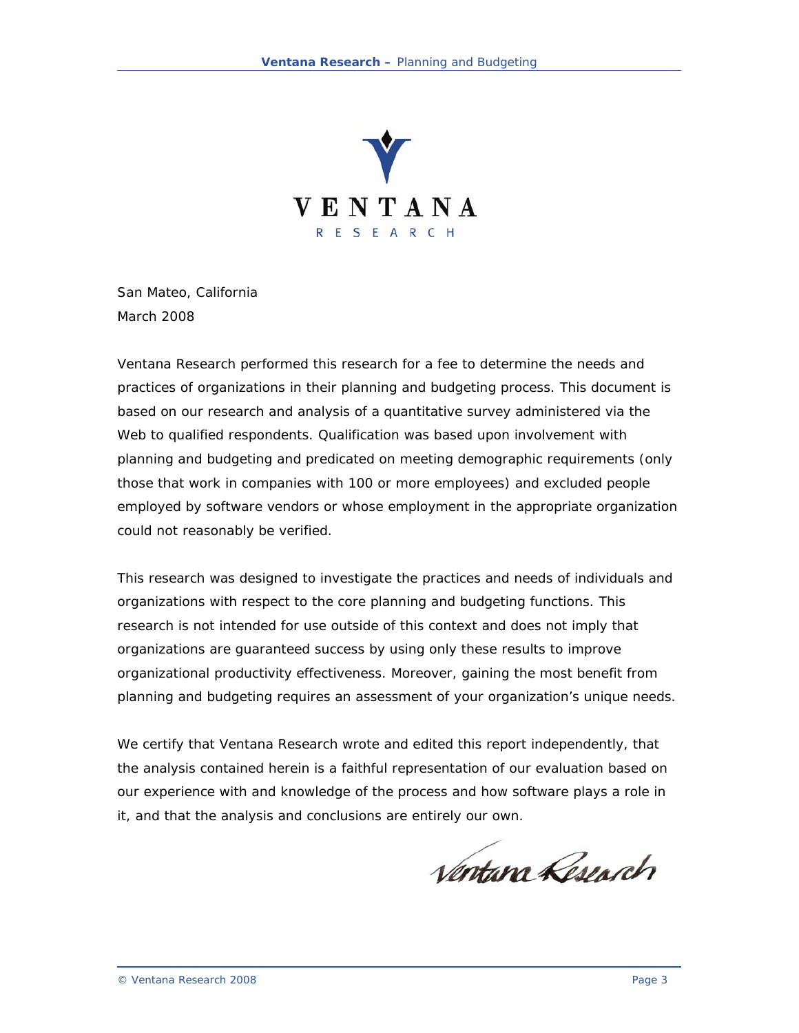VENTANA

RESEARCH

San Mateo, California
March 2008

Ventana Research performed this research for a fee to determine the needs and practices of organizations in their planning and budgeting process. This document is based on our research and analysis of a quantitative survey administered via the Web to qualified respondents. Qualification was based upon involvement with planning and budgeting and predicated on meeting demographic requirements (only those that work in companies with 100 or more employees) and excluded people employed by software vendors or whose employment in the appropriate organization could not reasonably be verified.

This research was designed to investigate the practices and needs of individuals and organizations with respect to the core planning and budgeting functions. This research is not intended for use outside of this context and does not imply that organizations are guaranteed success by using only these results to improve organizational productivity effectiveness. Moreover, gaining the most benefit from planning and budgeting requires an assessment of your organization's unique needs.

We certify that Ventana Research wrote and edited this report independently, that the analysis contained herein is a faithful representation of our evaluation based on our experience with and knowledge of the process and how software plays a role in it, and that the analysis and conclusions are entirely our own.

*Ventana Research*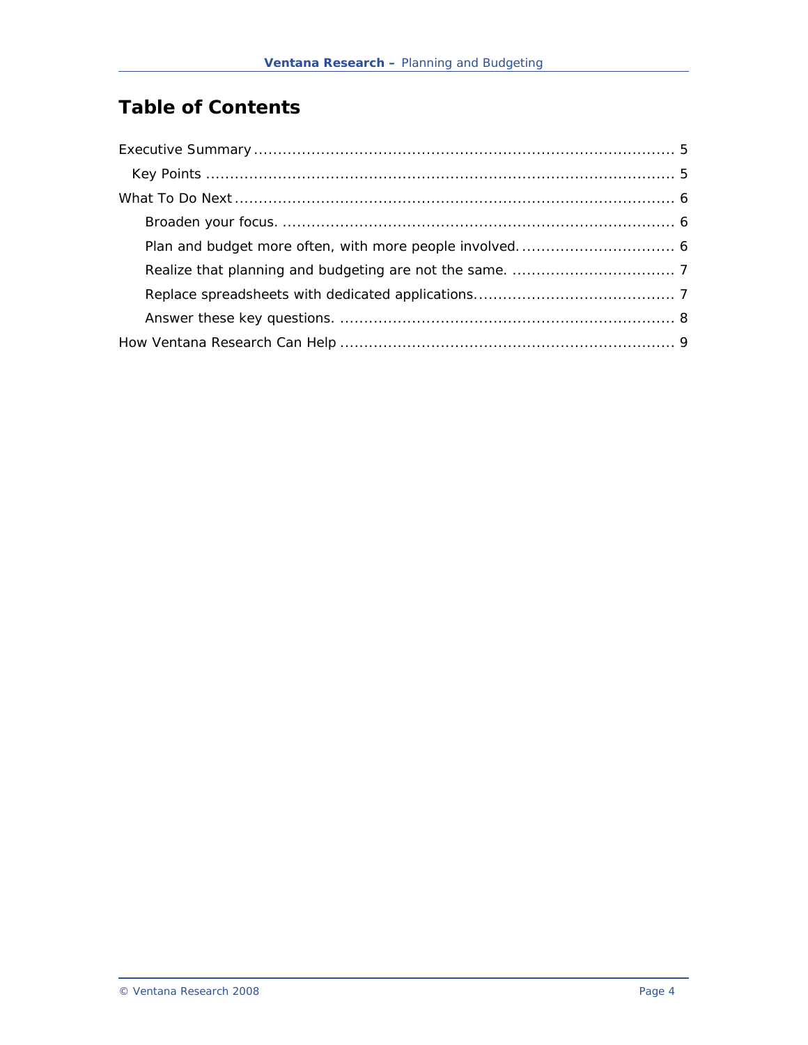# Table of Contents

Executive Summary ........................................................................................ 5

Key Points ................................................................................................ 5

What To Do Next ........................................................................................... 6

Broaden your focus. ................................................................................. 6

Plan and budget more often, with more people involved. ................................ 6

Realize that planning and budgeting are not the same. ................................. 7

Replace spreadsheets with dedicated applications. ......................................... 7

Answer these key questions. ..................................................................... 8

How Ventana Research Can Help ..................................................................... 9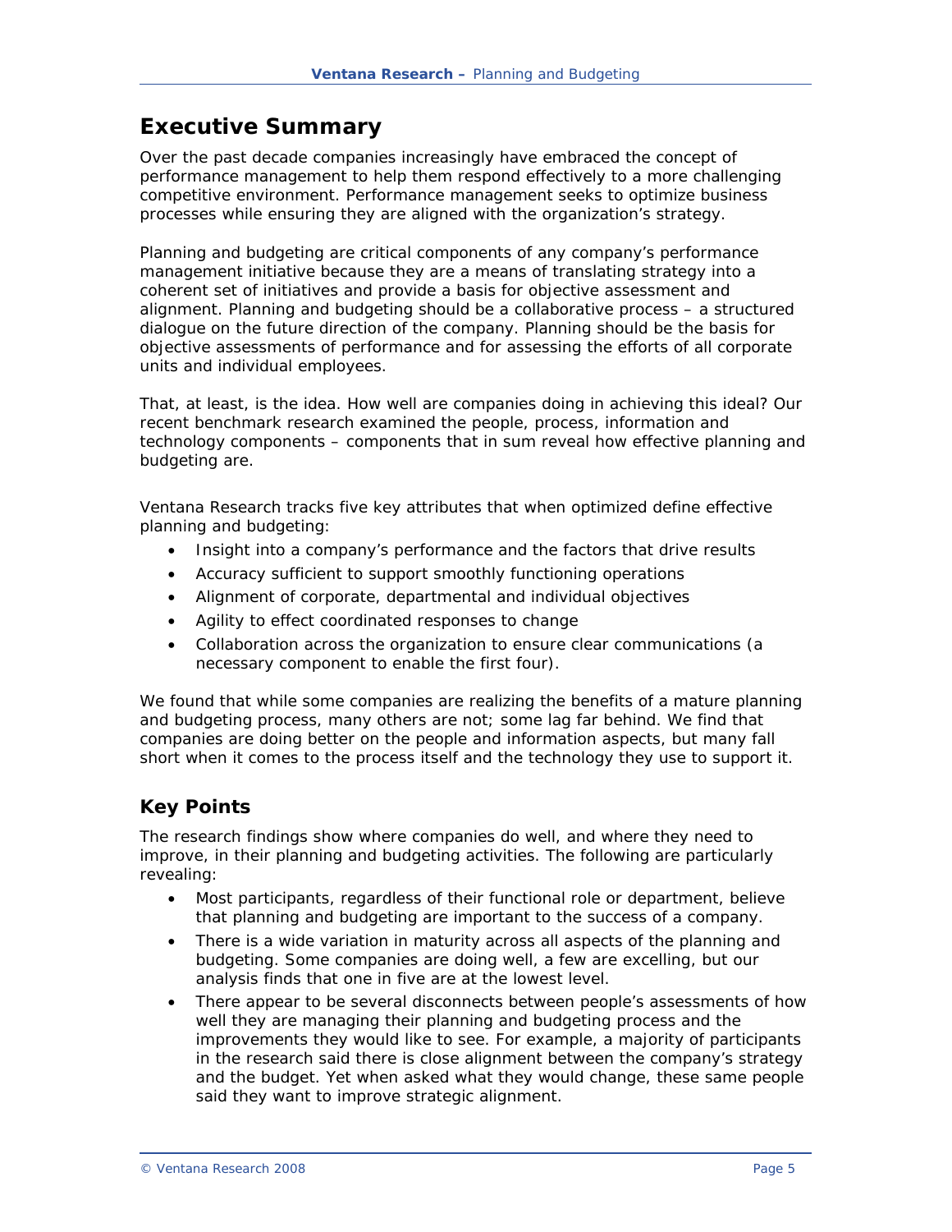# Executive Summary

Over the past decade companies increasingly have embraced the concept of performance management to help them respond effectively to a more challenging competitive environment. Performance management seeks to optimize business processes while ensuring they are aligned with the organization's strategy.

Planning and budgeting are critical components of any company's performance management initiative because they are a means of translating strategy into a coherent set of initiatives and provide a basis for objective assessment and alignment. Planning and budgeting should be a collaborative process – a structured dialogue on the future direction of the company. Planning should be the basis for objective assessments of performance and for assessing the efforts of all corporate units and individual employees.

That, at least, is the idea. How well are companies doing in achieving this ideal? Our recent benchmark research examined the people, process, information and technology components – components that in sum reveal how effective planning and budgeting are.

Ventana Research tracks five key attributes that when optimized define effective planning and budgeting:

- Insight into a company's performance and the factors that drive results
- Accuracy sufficient to support smoothly functioning operations
- Alignment of corporate, departmental and individual objectives
- Agility to effect coordinated responses to change
- Collaboration across the organization to ensure clear communications (a necessary component to enable the first four).

We found that while some companies are realizing the benefits of a mature planning and budgeting process, many others are not; some lag far behind. We find that companies are doing better on the people and information aspects, but many fall short when it comes to the process itself and the technology they use to support it.

## Key Points

The research findings show where companies do well, and where they need to improve, in their planning and budgeting activities. The following are particularly revealing:

- Most participants, regardless of their functional role or department, believe that planning and budgeting are important to the success of a company.
- There is a wide variation in maturity across all aspects of the planning and budgeting. Some companies are doing well, a few are excelling, but our analysis finds that one in five are at the lowest level.
- There appear to be several disconnects between people's assessments of how well they are managing their planning and budgeting process and the improvements they would like to see. For example, a majority of participants in the research said there is close alignment between the company's strategy and the budget. Yet when asked what they would change, these same people said they want to improve strategic alignment.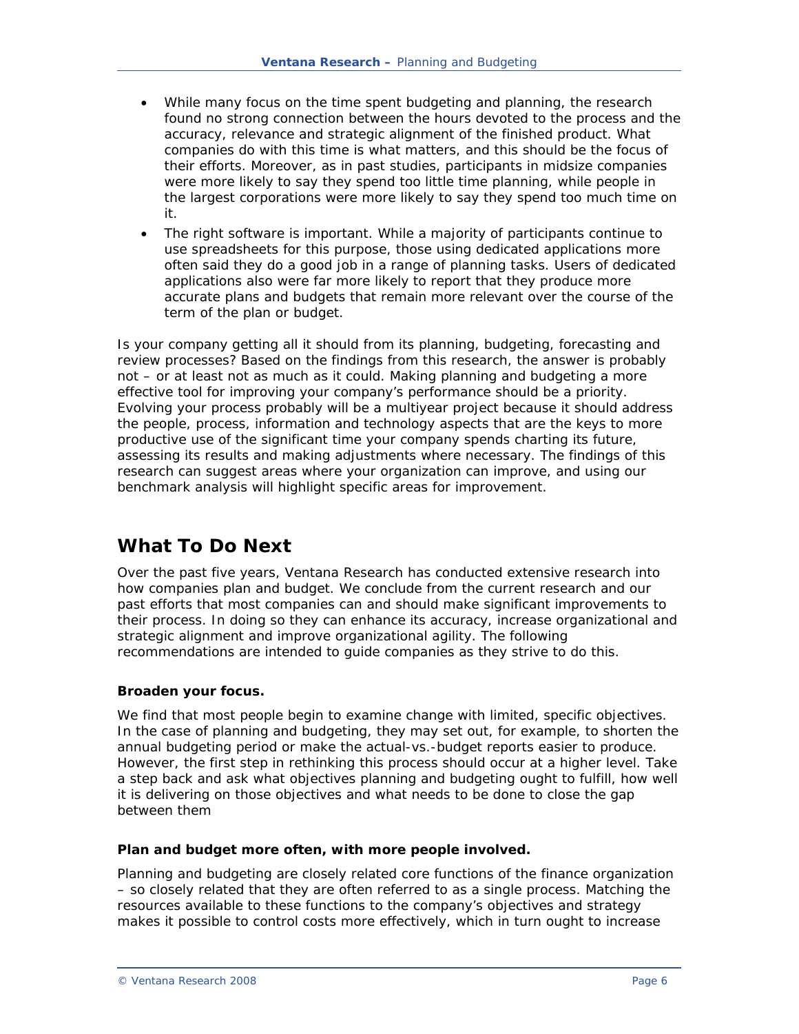- While many focus on the time spent budgeting and planning, the research found no strong connection between the hours devoted to the process and the accuracy, relevance and strategic alignment of the finished product. What companies do with this time is what matters, and this should be the focus of their efforts. Moreover, as in past studies, participants in midsize companies were more likely to say they spend too little time planning, while people in the largest corporations were more likely to say they spend too much time on it.
- The right software is important. While a majority of participants continue to use spreadsheets for this purpose, those using dedicated applications more often said they do a good job in a range of planning tasks. Users of dedicated applications also were far more likely to report that they produce more accurate plans and budgets that remain more relevant over the course of the term of the plan or budget.

Is your company getting all it should from its planning, budgeting, forecasting and review processes? Based on the findings from this research, the answer is probably not – or at least not as much as it could. Making planning and budgeting a more effective tool for improving your company's performance should be a priority. Evolving your process probably will be a multiyear project because it should address the people, process, information and technology aspects that are the keys to more productive use of the significant time your company spends charting its future, assessing its results and making adjustments where necessary. The findings of this research can suggest areas where your organization can improve, and using our benchmark analysis will highlight specific areas for improvement.

## What To Do Next

Over the past five years, Ventana Research has conducted extensive research into how companies plan and budget. We conclude from the current research and our past efforts that most companies can and should make significant improvements to their process. In doing so they can enhance its accuracy, increase organizational and strategic alignment and improve organizational agility. The following recommendations are intended to guide companies as they strive to do this.

**Broaden your focus.**

We find that most people begin to examine change with limited, specific objectives. In the case of planning and budgeting, they may set out, for example, to shorten the annual budgeting period or make the actual-vs.-budget reports easier to produce. However, the first step in rethinking this process should occur at a higher level. Take a step back and ask what objectives planning and budgeting ought to fulfill, how well it is delivering on those objectives and what needs to be done to close the gap between them

**Plan and budget more often, with more people involved.**

Planning and budgeting are closely related core functions of the finance organization – so closely related that they are often referred to as a single process. Matching the resources available to these functions to the company's objectives and strategy makes it possible to control costs more effectively, which in turn ought to increase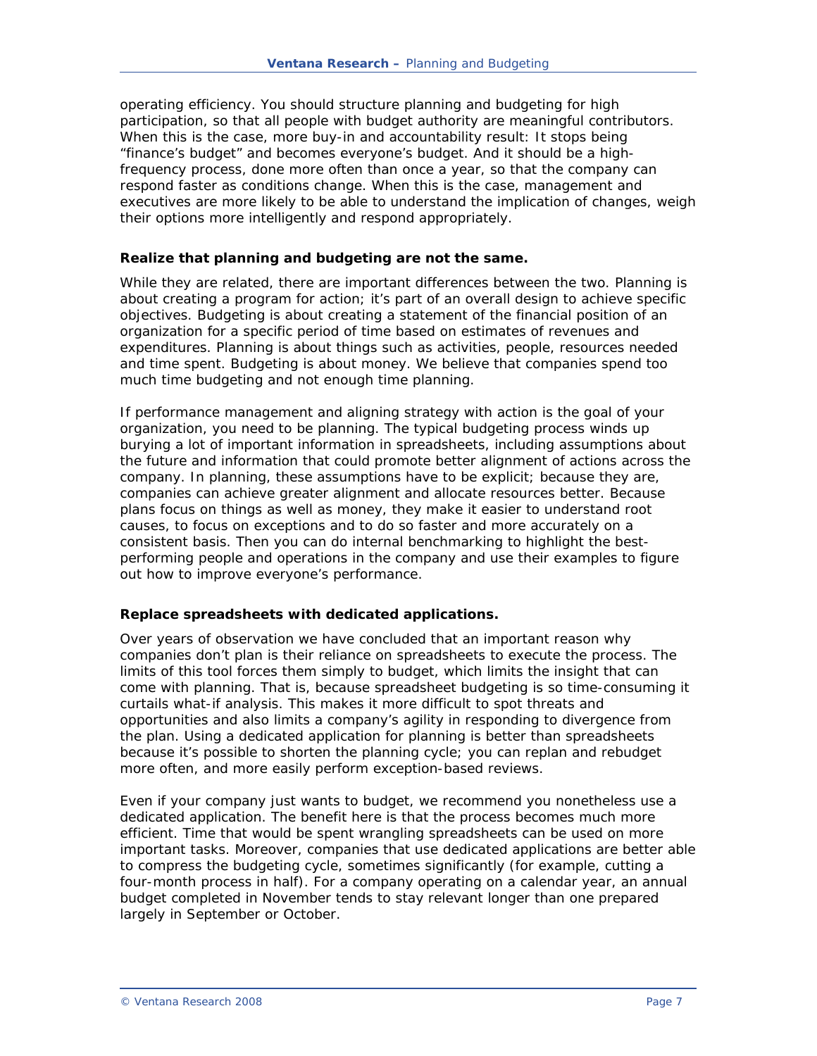operating efficiency. You should structure planning and budgeting for high participation, so that all people with budget authority are meaningful contributors. When this is the case, more buy-in and accountability result: It stops being "finance's budget" and becomes everyone's budget. And it should be a high-frequency process, done more often than once a year, so that the company can respond faster as conditions change. When this is the case, management and executives are more likely to be able to understand the implication of changes, weigh their options more intelligently and respond appropriately.

**Realize that planning and budgeting are not the same.**

While they are related, there are important differences between the two. Planning is about creating a program for action; it's part of an overall design to achieve specific objectives. Budgeting is about creating a statement of the financial position of an organization for a specific period of time based on estimates of revenues and expenditures. Planning is about things such as activities, people, resources needed and time spent. Budgeting is about money. We believe that companies spend too much time budgeting and not enough time planning.

If performance management and aligning strategy with action is the goal of your organization, you need to be planning. The typical budgeting process winds up burying a lot of important information in spreadsheets, including assumptions about the future and information that could promote better alignment of actions across the company. In planning, these assumptions have to be explicit; because they are, companies can achieve greater alignment and allocate resources better. Because plans focus on things as well as money, they make it easier to understand root causes, to focus on exceptions and to do so faster and more accurately on a consistent basis. Then you can do internal benchmarking to highlight the best-performing people and operations in the company and use their examples to figure out how to improve everyone's performance.

**Replace spreadsheets with dedicated applications.**

Over years of observation we have concluded that an important reason why companies don't plan is their reliance on spreadsheets to execute the process. The limits of this tool forces them simply to budget, which limits the insight that can come with planning. That is, because spreadsheet budgeting is so time-consuming it curtails what-if analysis. This makes it more difficult to spot threats and opportunities and also limits a company's agility in responding to divergence from the plan. Using a dedicated application for planning is better than spreadsheets because it's possible to shorten the planning cycle; you can replan and rebudget more often, and more easily perform exception-based reviews.

Even if your company just wants to budget, we recommend you nonetheless use a dedicated application. The benefit here is that the process becomes much more efficient. Time that would be spent wrangling spreadsheets can be used on more important tasks. Moreover, companies that use dedicated applications are better able to compress the budgeting cycle, sometimes significantly (for example, cutting a four-month process in half). For a company operating on a calendar year, an annual budget completed in November tends to stay relevant longer than one prepared largely in September or October.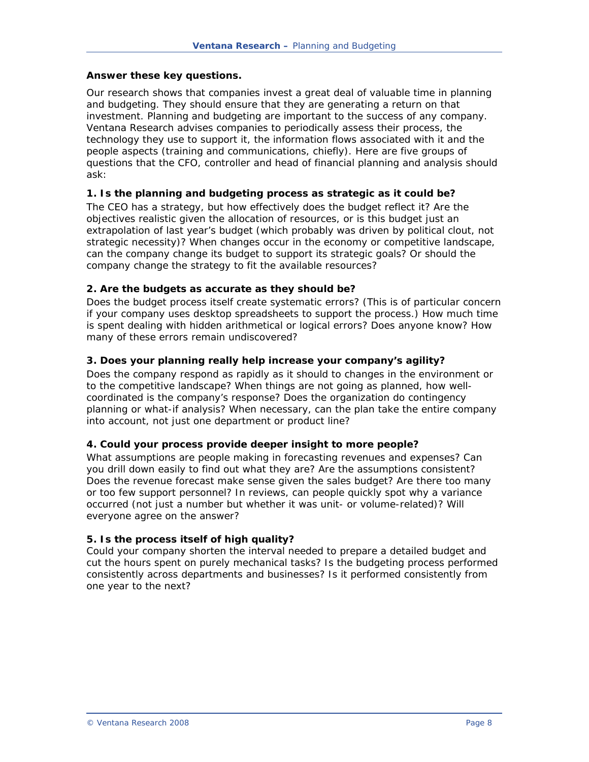**Answer these key questions.**

Our research shows that companies invest a great deal of valuable time in planning and budgeting. They should ensure that they are generating a return on that investment. Planning and budgeting are important to the success of any company. Ventana Research advises companies to periodically assess their process, the technology they use to support it, the information flows associated with it and the people aspects (training and communications, chiefly). Here are five groups of questions that the CFO, controller and head of financial planning and analysis should ask:

**1. Is the planning and budgeting process as strategic as it could be?**

The CEO has a strategy, but how effectively does the budget reflect it? Are the objectives realistic given the allocation of resources, or is this budget just an extrapolation of last year's budget (which probably was driven by political clout, not strategic necessity)? When changes occur in the economy or competitive landscape, can the company change its budget to support its strategic goals? Or should the company change the strategy to fit the available resources?

**2. Are the budgets as accurate as they should be?**

Does the budget process itself create systematic errors? (This is of particular concern if your company uses desktop spreadsheets to support the process.) How much time is spent dealing with hidden arithmetical or logical errors? Does anyone know? How many of these errors remain undiscovered?

**3. Does your planning really help increase your company's agility?**

Does the company respond as rapidly as it should to changes in the environment or to the competitive landscape? When things are not going as planned, how well-coordinated is the company's response? Does the organization do contingency planning or what-if analysis? When necessary, can the plan take the entire company into account, not just one department or product line?

**4. Could your process provide deeper insight to more people?**

What assumptions are people making in forecasting revenues and expenses? Can you drill down easily to find out what they are? Are the assumptions consistent? Does the revenue forecast make sense given the sales budget? Are there too many or too few support personnel? In reviews, can people quickly spot why a variance occurred (not just a number but whether it was unit- or volume-related)? Will everyone agree on the answer?

**5. Is the process itself of high quality?**

Could your company shorten the interval needed to prepare a detailed budget and cut the hours spent on purely mechanical tasks? Is the budgeting process performed consistently across departments and businesses? Is it performed consistently from one year to the next?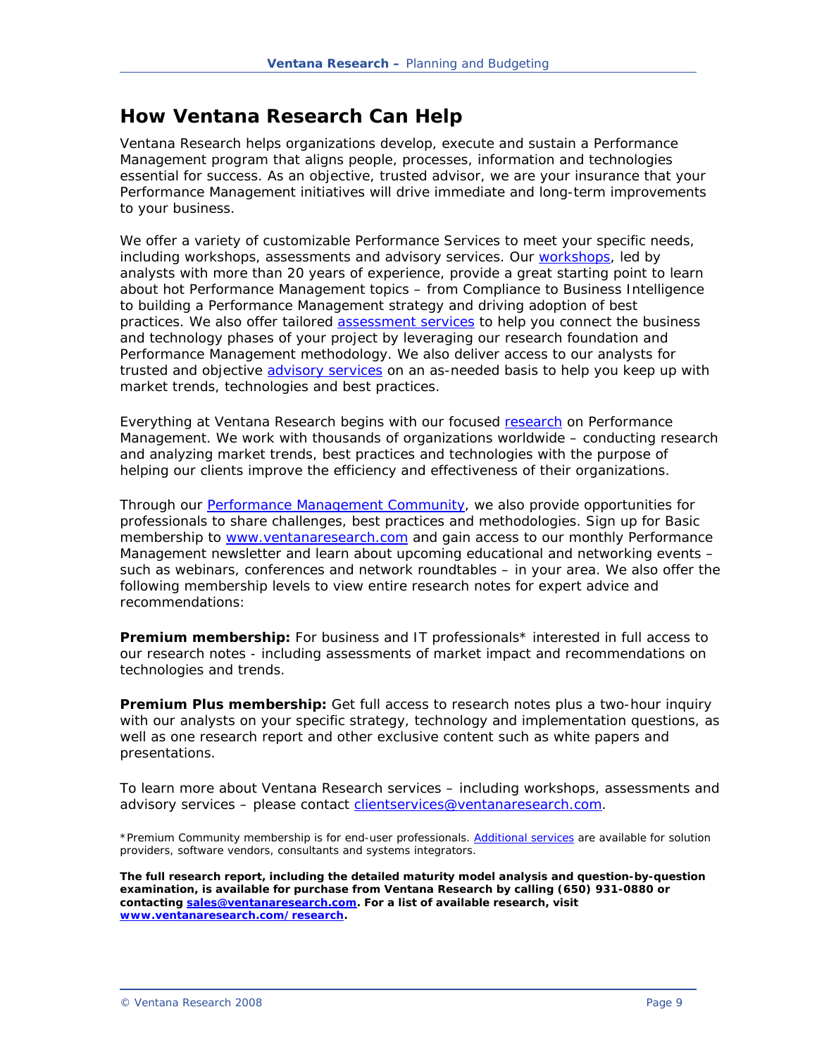## How Ventana Research Can Help

Ventana Research helps organizations develop, execute and sustain a Performance Management program that aligns people, processes, information and technologies essential for success. As an objective, trusted advisor, we are your insurance that your Performance Management initiatives will drive immediate and long-term improvements to your business.

We offer a variety of customizable Performance Services to meet your specific needs, including workshops, assessments and advisory services. Our workshops, led by analysts with more than 20 years of experience, provide a great starting point to learn about hot Performance Management topics – from Compliance to Business Intelligence to building a Performance Management strategy and driving adoption of best practices. We also offer tailored assessment services to help you connect the business and technology phases of your project by leveraging our research foundation and Performance Management methodology. We also deliver access to our analysts for trusted and objective advisory services on an as-needed basis to help you keep up with market trends, technologies and best practices.

Everything at Ventana Research begins with our focused research on Performance Management. We work with thousands of organizations worldwide – conducting research and analyzing market trends, best practices and technologies with the purpose of helping our clients improve the efficiency and effectiveness of their organizations.

Through our Performance Management Community, we also provide opportunities for professionals to share challenges, best practices and methodologies. Sign up for Basic membership to www.ventanaresearch.com and gain access to our monthly Performance Management newsletter and learn about upcoming educational and networking events – such as webinars, conferences and network roundtables – in your area. We also offer the following membership levels to view entire research notes for expert advice and recommendations:

**Premium membership:** For business and IT professionals* interested in full access to our research notes - including assessments of market impact and recommendations on technologies and trends.

**Premium Plus membership:** Get full access to research notes plus a two-hour inquiry with our analysts on your specific strategy, technology and implementation questions, as well as one research report and other exclusive content such as white papers and presentations.

To learn more about Ventana Research services – including workshops, assessments and advisory services – please contact clientservices@ventanaresearch.com.

*Premium Community membership is for end-user professionals. Additional services are available for solution providers, software vendors, consultants and systems integrators.

**The full research report, including the detailed maturity model analysis and question-by-question examination, is available for purchase from Ventana Research by calling (650) 931-0880 or contacting sales@ventanaresearch.com. For a list of available research, visit www.ventanaresearch.com/research.**